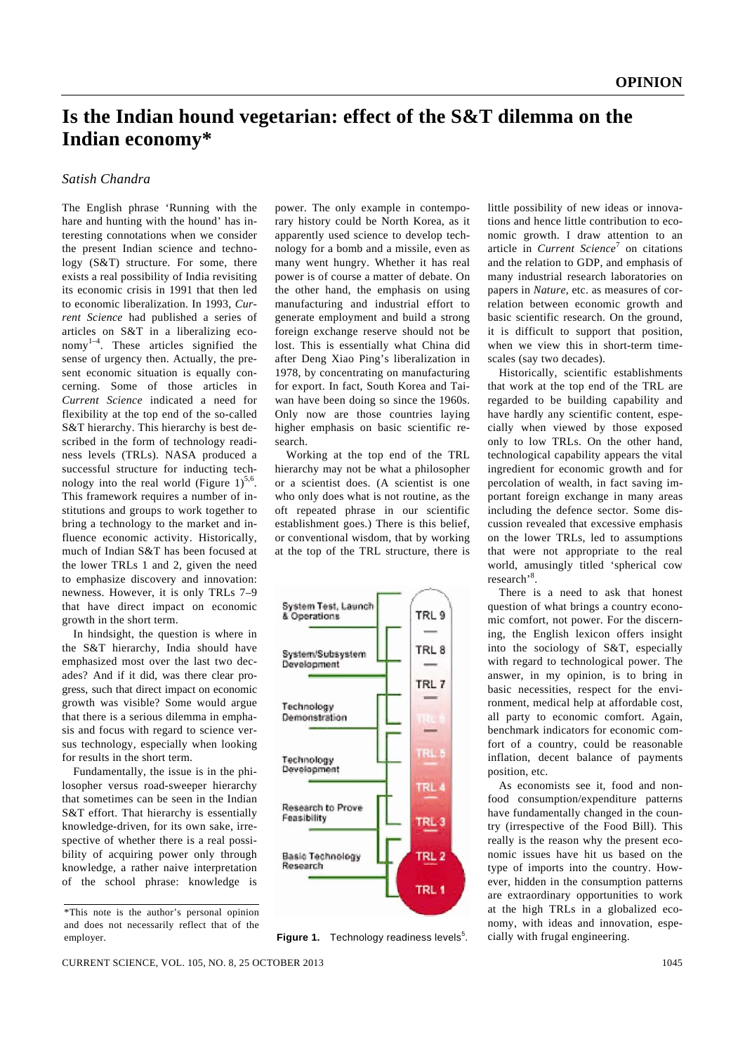# Is the Indian hound vegetarian: effect of the S&T dilemma on the Indian economy*

*Satish Chandra*

The English phrase 'Running with the hare and hunting with the hound' has interesting connotations when we consider the present Indian science and technology (S&T) structure. For some, there exists a real possibility of India revisiting its economic crisis in 1991 that then led to economic liberalization. In 1993, *Current Science* had published a series of articles on S&T in a liberalizing economy[1–4]. These articles signified the sense of urgency then. Actually, the present economic situation is equally concerning. Some of those articles in *Current Science* indicated a need for flexibility at the top end of the so-called S&T hierarchy. This hierarchy is best described in the form of technology readiness levels (TRLs). NASA produced a successful structure for inducting technology into the real world (Figure 1)[5,6]. This framework requires a number of institutions and groups to work together to bring a technology to the market and influence economic activity. Historically, much of Indian S&T has been focused at the lower TRLs 1 and 2, given the need to emphasize discovery and innovation: newness. However, it is only TRLs 7–9 that have direct impact on economic growth in the short term.

In hindsight, the question is where in the S&T hierarchy, India should have emphasized most over the last two decades? And if it did, was there clear progress, such that direct impact on economic growth was visible? Some would argue that there is a serious dilemma in emphasis and focus with regard to science versus technology, especially when looking for results in the short term.

Fundamentally, the issue is in the philosopher versus road-sweeper hierarchy that sometimes can be seen in the Indian S&T effort. That hierarchy is essentially knowledge-driven, for its own sake, irrespective of whether there is a real possibility of acquiring power only through knowledge, a rather naive interpretation of the school phrase: knowledge is power. The only example in contemporary history could be North Korea, as it apparently used science to develop technology for a bomb and a missile, even as many went hungry. Whether it has real power is of course a matter of debate. On the other hand, the emphasis on using manufacturing and industrial effort to generate employment and build a strong foreign exchange reserve should not be lost. This is essentially what China did after Deng Xiao Ping's liberalization in 1978, by concentrating on manufacturing for export. In fact, South Korea and Taiwan have been doing so since the 1960s. Only now are those countries laying higher emphasis on basic scientific research.

Working at the top end of the TRL hierarchy may not be what a philosopher or a scientist does. (A scientist is one who only does what is not routine, as the oft repeated phrase in our scientific establishment goes.) There is this belief, or conventional wisdom, that by working at the top of the TRL structure, there is little possibility of new ideas or innovations and hence little contribution to economic growth. I draw attention to an article in *Current Science*[7] on citations and the relation to GDP, and emphasis of many industrial research laboratories on papers in *Nature*, etc. as measures of correlation between economic growth and basic scientific research. On the ground, it is difficult to support that position, when we view this in short-term timescales (say two decades).

System Test, Launch & Operations — TRL 9
System/Subsystem Development — TRL 8
TRL 7
Technology Demonstration — TRL 6
Technology Development — TRL 5
TRL 4
Research to Prove Feasibility — TRL 3
Basic Technology Research — TRL 2
TRL 1

**Figure 1.** Technology readiness levels[5].

Historically, scientific establishments that work at the top end of the TRL are regarded to be building capability and have hardly any scientific content, especially when viewed by those exposed only to low TRLs. On the other hand, technological capability appears the vital ingredient for economic growth and for percolation of wealth, in fact saving important foreign exchange in many areas including the defence sector. Some discussion revealed that excessive emphasis on the lower TRLs, led to assumptions that were not appropriate to the real world, amusingly titled 'spherical cow research'[8].

There is a need to ask that honest question of what brings a country economic comfort, not power. For the discerning, the English lexicon offers insight into the sociology of S&T, especially with regard to technological power. The answer, in my opinion, is to bring in basic necessities, respect for the environment, medical help at affordable cost, all party to economic comfort. Again, benchmark indicators for economic comfort of a country, could be reasonable inflation, decent balance of payments position, etc.

As economists see it, food and non-food consumption/expenditure patterns have fundamentally changed in the country (irrespective of the Food Bill). This really is the reason why the present economic issues have hit us based on the type of imports into the country. However, hidden in the consumption patterns are extraordinary opportunities to work at the high TRLs in a globalized economy, with ideas and innovation, especially with frugal engineering.

*This note is the author's personal opinion and does not necessarily reflect that of the employer.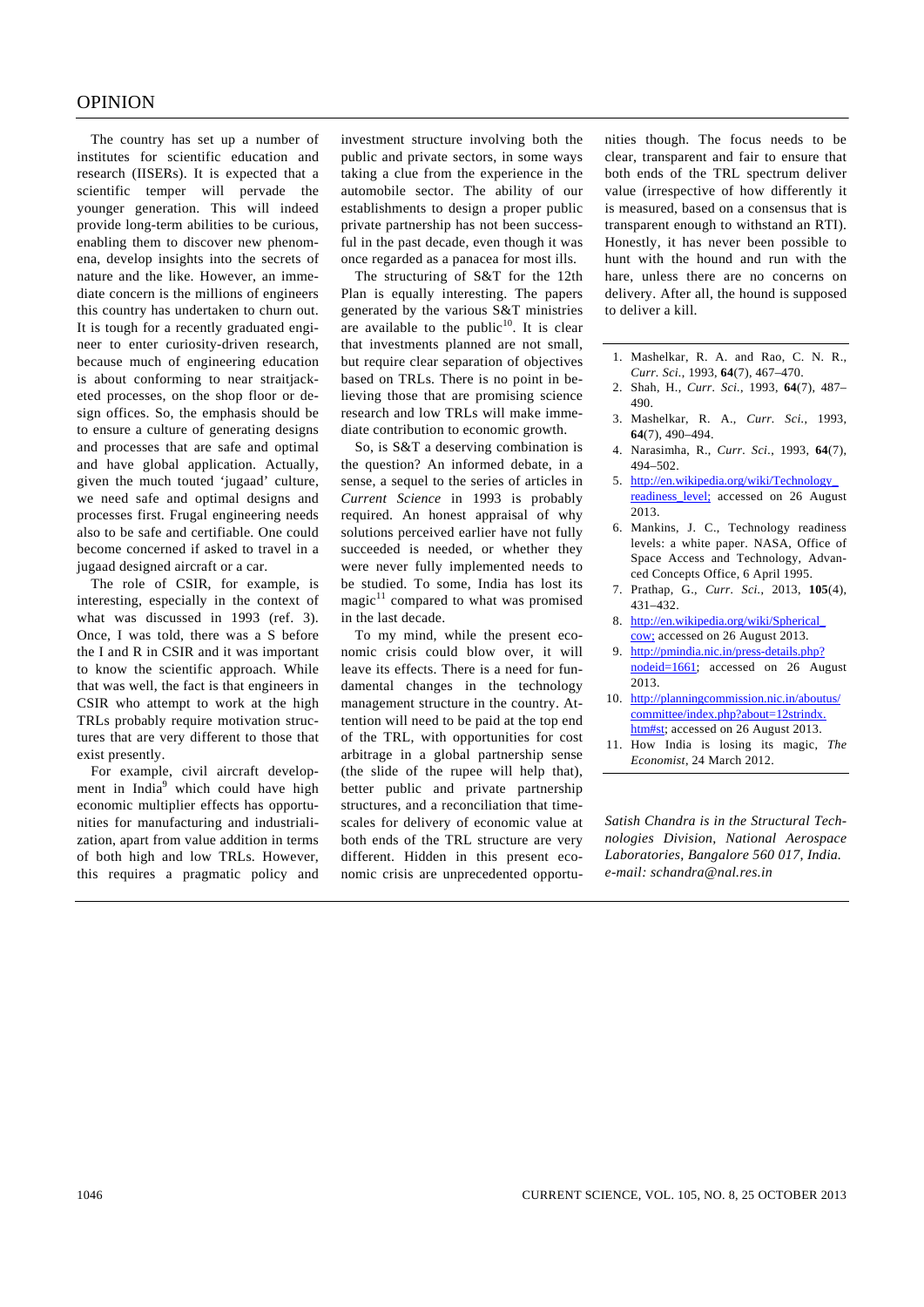The country has set up a number of institutes for scientific education and research (IISERs). It is expected that a scientific temper will pervade the younger generation. This will indeed provide long-term abilities to be curious, enabling them to discover new phenomena, develop insights into the secrets of nature and the like. However, an immediate concern is the millions of engineers this country has undertaken to churn out. It is tough for a recently graduated engineer to enter curiosity-driven research, because much of engineering education is about conforming to near straitjacketed processes, on the shop floor or design offices. So, the emphasis should be to ensure a culture of generating designs and processes that are safe and optimal and have global application. Actually, given the much touted 'jugaad' culture, we need safe and optimal designs and processes first. Frugal engineering needs also to be safe and certifiable. One could become concerned if asked to travel in a jugaad designed aircraft or a car.

The role of CSIR, for example, is interesting, especially in the context of what was discussed in 1993 (ref. 3). Once, I was told, there was a S before the I and R in CSIR and it was important to know the scientific approach. While that was well, the fact is that engineers in CSIR who attempt to work at the high TRLs probably require motivation structures that are very different to those that exist presently.

For example, civil aircraft development in India[9] which could have high economic multiplier effects has opportunities for manufacturing and industrialization, apart from value addition in terms of both high and low TRLs. However, this requires a pragmatic policy and investment structure involving both the public and private sectors, in some ways taking a clue from the experience in the automobile sector. The ability of our establishments to design a proper public private partnership has not been successful in the past decade, even though it was once regarded as a panacea for most ills.

The structuring of S&T for the 12th Plan is equally interesting. The papers generated by the various S&T ministries are available to the public[10]. It is clear that investments planned are not small, but require clear separation of objectives based on TRLs. There is no point in believing those that are promising science research and low TRLs will make immediate contribution to economic growth.

So, is S&T a deserving combination is the question? An informed debate, in a sense, a sequel to the series of articles in *Current Science* in 1993 is probably required. An honest appraisal of why solutions perceived earlier have not fully succeeded is needed, or whether they were never fully implemented needs to be studied. To some, India has lost its magic[11] compared to what was promised in the last decade.

To my mind, while the present economic crisis could blow over, it will leave its effects. There is a need for fundamental changes in the technology management structure in the country. Attention will need to be paid at the top end of the TRL, with opportunities for cost arbitrage in a global partnership sense (the slide of the rupee will help that), better public and private partnership structures, and a reconciliation that timescales for delivery of economic value at both ends of the TRL structure are very different. Hidden in this present economic crisis are unprecedented opportunities though. The focus needs to be clear, transparent and fair to ensure that both ends of the TRL spectrum deliver value (irrespective of how differently it is measured, based on a consensus that is transparent enough to withstand an RTI). Honestly, it has never been possible to hunt with the hound and run with the hare, unless there are no concerns on delivery. After all, the hound is supposed to deliver a kill.

---

1. Mashelkar, R. A. and Rao, C. N. R., *Curr. Sci.*, 1993, **64**(7), 467–470.
2. Shah, H., *Curr. Sci.*, 1993, **64**(7), 487–490.
3. Mashelkar, R. A., *Curr. Sci.*, 1993, **64**(7), 490–494.
4. Narasimha, R., *Curr. Sci.*, 1993, **64**(7), 494–502.
5. http://en.wikipedia.org/wiki/Technology_readiness_level; accessed on 26 August 2013.
6. Mankins, J. C., Technology readiness levels: a white paper. NASA, Office of Space Access and Technology, Advanced Concepts Office, 6 April 1995.
7. Prathap, G., *Curr. Sci.*, 2013, **105**(4), 431–432.
8. http://en.wikipedia.org/wiki/Spherical_cow; accessed on 26 August 2013.
9. http://pmindia.nic.in/press-details.php?nodeid=1661; accessed on 26 August 2013.
10. http://planningcommission.nic.in/aboutus/committee/index.php?about=12strindx.htm#st; accessed on 26 August 2013.
11. How India is losing its magic, *The Economist*, 24 March 2012.

---

*Satish Chandra is in the Structural Technologies Division, National Aerospace Laboratories, Bangalore 560 017, India. e-mail: schandra@nal.res.in*